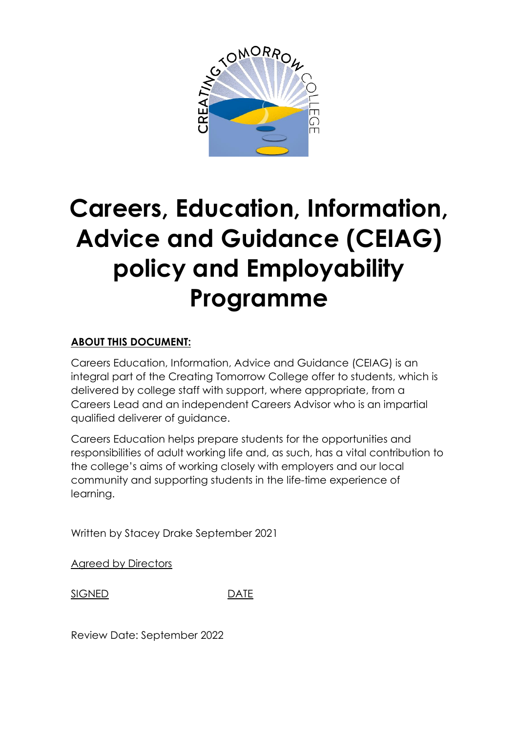# Careers, Education, Information, Advice and Guidance (CEIAG) policy and Employability Programme

**ABOUT THIS DOCUMENT:**

Careers Education, Information, Advice and Guidance (CEIAG) is an integral part of the Creating Tomorrow College offer to students, which is delivered by college staff with support, where appropriate, from a Careers Lead and an independent Careers Advisor who is an impartial qualified deliverer of guidance.

Careers Education helps prepare students for the opportunities and responsibilities of adult working life and, as such, has a vital contribution to the college's aims of working closely with employers and our local community and supporting students in the life-time experience of learning.

Written by Stacey Drake September 2021

Agreed by Directors

SIGNED DATE

Review Date: September 2022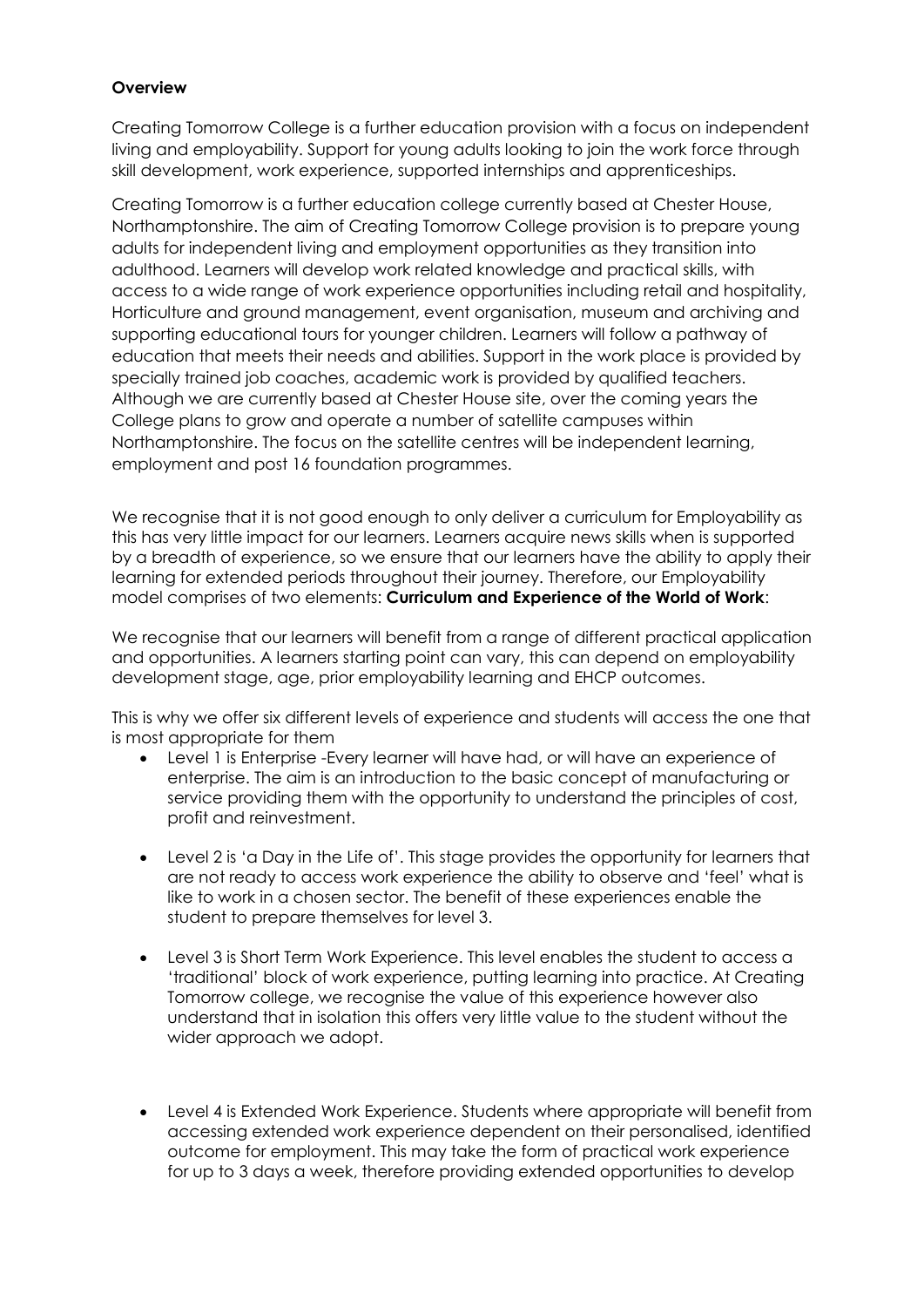**Overview**

Creating Tomorrow College is a further education provision with a focus on independent living and employability. Support for young adults looking to join the work force through skill development, work experience, supported internships and apprenticeships.

Creating Tomorrow is a further education college currently based at Chester House, Northamptonshire. The aim of Creating Tomorrow College provision is to prepare young adults for independent living and employment opportunities as they transition into adulthood. Learners will develop work related knowledge and practical skills, with access to a wide range of work experience opportunities including retail and hospitality, Horticulture and ground management, event organisation, museum and archiving and supporting educational tours for younger children. Learners will follow a pathway of education that meets their needs and abilities. Support in the work place is provided by specially trained job coaches, academic work is provided by qualified teachers. Although we are currently based at Chester House site, over the coming years the College plans to grow and operate a number of satellite campuses within Northamptonshire. The focus on the satellite centres will be independent learning, employment and post 16 foundation programmes.

We recognise that it is not good enough to only deliver a curriculum for Employability as this has very little impact for our learners. Learners acquire news skills when is supported by a breadth of experience, so we ensure that our learners have the ability to apply their learning for extended periods throughout their journey. Therefore, our Employability model comprises of two elements: **Curriculum and Experience of the World of Work**:

We recognise that our learners will benefit from a range of different practical application and opportunities. A learners starting point can vary, this can depend on employability development stage, age, prior employability learning and EHCP outcomes.

This is why we offer six different levels of experience and students will access the one that is most appropriate for them

- Level 1 is Enterprise -Every learner will have had, or will have an experience of enterprise. The aim is an introduction to the basic concept of manufacturing or service providing them with the opportunity to understand the principles of cost, profit and reinvestment.
- Level 2 is 'a Day in the Life of'. This stage provides the opportunity for learners that are not ready to access work experience the ability to observe and 'feel' what is like to work in a chosen sector. The benefit of these experiences enable the student to prepare themselves for level 3.
- Level 3 is Short Term Work Experience. This level enables the student to access a 'traditional' block of work experience, putting learning into practice. At Creating Tomorrow college, we recognise the value of this experience however also understand that in isolation this offers very little value to the student without the wider approach we adopt.
- Level 4 is Extended Work Experience. Students where appropriate will benefit from accessing extended work experience dependent on their personalised, identified outcome for employment. This may take the form of practical work experience for up to 3 days a week, therefore providing extended opportunities to develop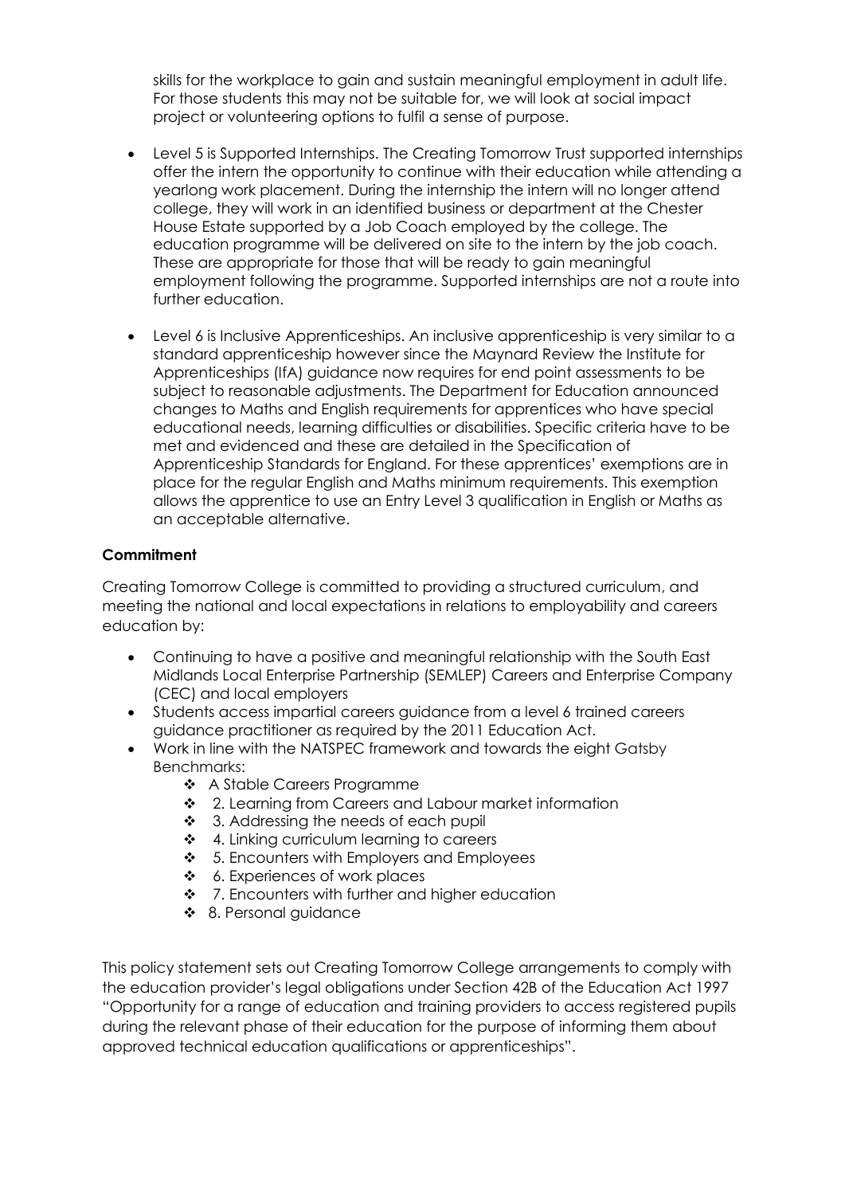skills for the workplace to gain and sustain meaningful employment in adult life. For those students this may not be suitable for, we will look at social impact project or volunteering options to fulfil a sense of purpose.

- Level 5 is Supported Internships. The Creating Tomorrow Trust supported internships offer the intern the opportunity to continue with their education while attending a yearlong work placement. During the internship the intern will no longer attend college, they will work in an identified business or department at the Chester House Estate supported by a Job Coach employed by the college. The education programme will be delivered on site to the intern by the job coach. These are appropriate for those that will be ready to gain meaningful employment following the programme. Supported internships are not a route into further education.
- Level 6 is Inclusive Apprenticeships. An inclusive apprenticeship is very similar to a standard apprenticeship however since the Maynard Review the Institute for Apprenticeships (IfA) guidance now requires for end point assessments to be subject to reasonable adjustments. The Department for Education announced changes to Maths and English requirements for apprentices who have special educational needs, learning difficulties or disabilities. Specific criteria have to be met and evidenced and these are detailed in the Specification of Apprenticeship Standards for England. For these apprentices' exemptions are in place for the regular English and Maths minimum requirements. This exemption allows the apprentice to use an Entry Level 3 qualification in English or Maths as an acceptable alternative.

**Commitment**

Creating Tomorrow College is committed to providing a structured curriculum, and meeting the national and local expectations in relations to employability and careers education by:

- Continuing to have a positive and meaningful relationship with the South East Midlands Local Enterprise Partnership (SEMLEP) Careers and Enterprise Company (CEC) and local employers
- Students access impartial careers guidance from a level 6 trained careers guidance practitioner as required by the 2011 Education Act.
- Work in line with the NATSPEC framework and towards the eight Gatsby Benchmarks:
  - A Stable Careers Programme
  - 2. Learning from Careers and Labour market information
  - 3. Addressing the needs of each pupil
  - 4. Linking curriculum learning to careers
  - 5. Encounters with Employers and Employees
  - 6. Experiences of work places
  - 7. Encounters with further and higher education
  - 8. Personal guidance

This policy statement sets out Creating Tomorrow College arrangements to comply with the education provider's legal obligations under Section 42B of the Education Act 1997 "Opportunity for a range of education and training providers to access registered pupils during the relevant phase of their education for the purpose of informing them about approved technical education qualifications or apprenticeships".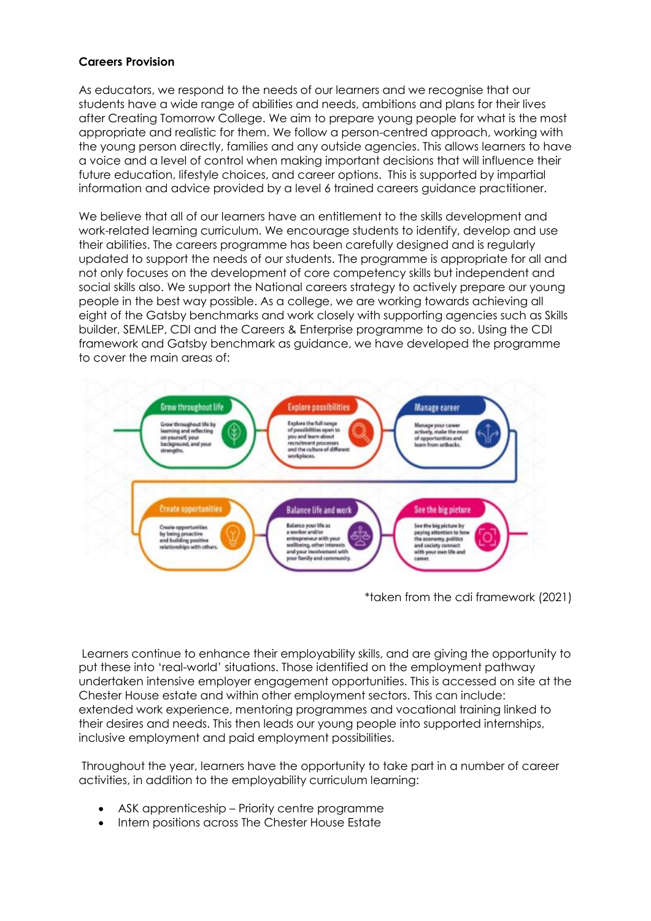**Careers Provision**

As educators, we respond to the needs of our learners and we recognise that our students have a wide range of abilities and needs, ambitions and plans for their lives after Creating Tomorrow College. We aim to prepare young people for what is the most appropriate and realistic for them. We follow a person-centred approach, working with the young person directly, families and any outside agencies. This allows learners to have a voice and a level of control when making important decisions that will influence their future education, lifestyle choices, and career options. This is supported by impartial information and advice provided by a level 6 trained careers guidance practitioner.

We believe that all of our learners have an entitlement to the skills development and work-related learning curriculum. We encourage students to identify, develop and use their abilities. The careers programme has been carefully designed and is regularly updated to support the needs of our students. The programme is appropriate for all and not only focuses on the development of core competency skills but independent and social skills also. We support the National careers strategy to actively prepare our young people in the best way possible. As a college, we are working towards achieving all eight of the Gatsby benchmarks and work closely with supporting agencies such as Skills builder, SEMLEP, CDI and the Careers & Enterprise programme to do so. Using the CDI framework and Gatsby benchmark as guidance, we have developed the programme to cover the main areas of:

**Grow throughout life** – Grow throughout life by learning and reflecting on yourself, your background, and your strengths.

**Explore possibilities** – Explore the full range of possibilities open to you and learn about recruitment processes and the culture of different workplaces.

**Manage career** – Manage your career actively, make the most of opportunities and learn from setbacks.

**Create opportunities** – Create opportunities by being proactive and building positive relationships with others.

**Balance life and work** – Balance your life as a worker and/or entrepreneur with your wellbeing, other interests and your involvement with your family and community.

**See the big picture** – See the big picture by paying attention to how the economy, politics and society connect with your own life and career.

*taken from the cdi framework (2021)

Learners continue to enhance their employability skills, and are giving the opportunity to put these into 'real-world' situations. Those identified on the employment pathway undertaken intensive employer engagement opportunities. This is accessed on site at the Chester House estate and within other employment sectors. This can include: extended work experience, mentoring programmes and vocational training linked to their desires and needs. This then leads our young people into supported internships, inclusive employment and paid employment possibilities.

Throughout the year, learners have the opportunity to take part in a number of career activities, in addition to the employability curriculum learning:

- ASK apprenticeship – Priority centre programme
- Intern positions across The Chester House Estate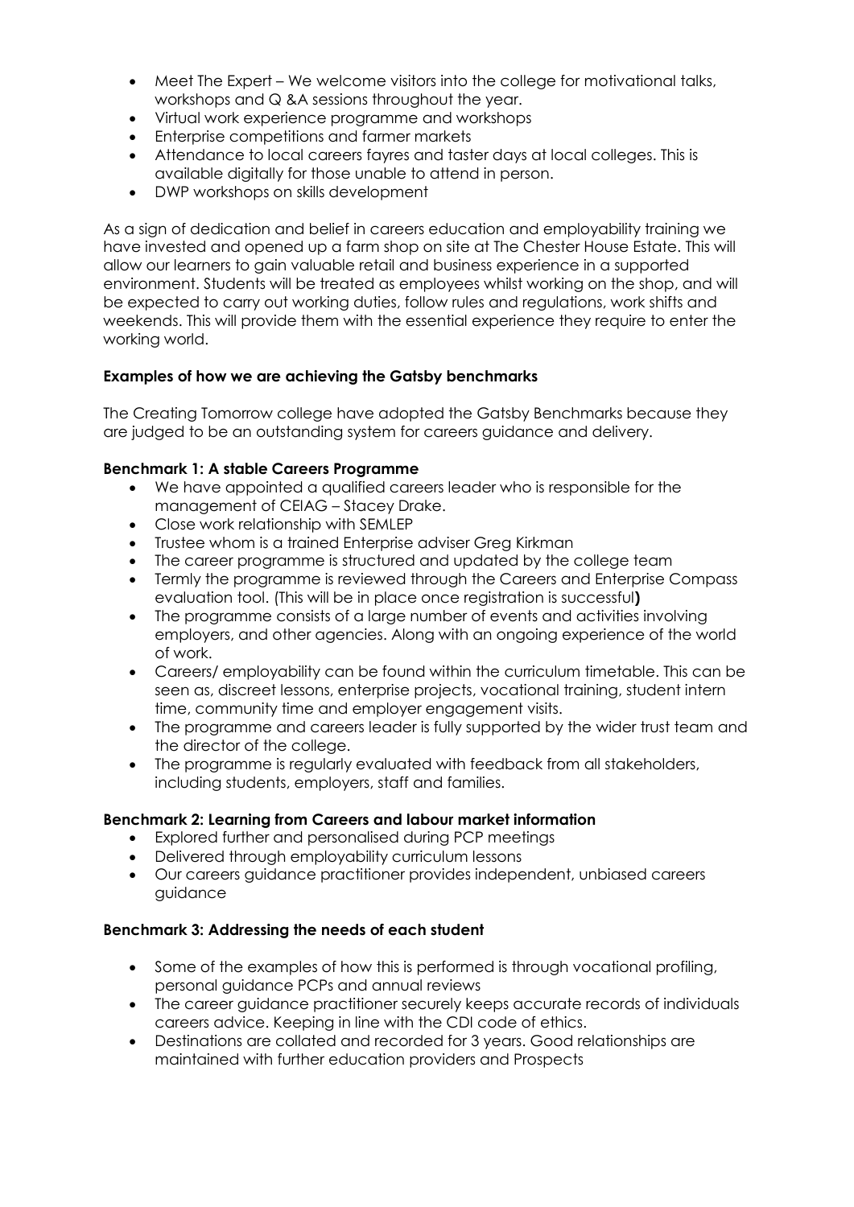- Meet The Expert – We welcome visitors into the college for motivational talks, workshops and Q &A sessions throughout the year.
- Virtual work experience programme and workshops
- Enterprise competitions and farmer markets
- Attendance to local careers fayres and taster days at local colleges. This is available digitally for those unable to attend in person.
- DWP workshops on skills development

As a sign of dedication and belief in careers education and employability training we have invested and opened up a farm shop on site at The Chester House Estate. This will allow our learners to gain valuable retail and business experience in a supported environment. Students will be treated as employees whilst working on the shop, and will be expected to carry out working duties, follow rules and regulations, work shifts and weekends. This will provide them with the essential experience they require to enter the working world.

**Examples of how we are achieving the Gatsby benchmarks**

The Creating Tomorrow college have adopted the Gatsby Benchmarks because they are judged to be an outstanding system for careers guidance and delivery.

**Benchmark 1: A stable Careers Programme**

- We have appointed a qualified careers leader who is responsible for the management of CEIAG – Stacey Drake.
- Close work relationship with SEMLEP
- Trustee whom is a trained Enterprise adviser Greg Kirkman
- The career programme is structured and updated by the college team
- Termly the programme is reviewed through the Careers and Enterprise Compass evaluation tool. (This will be in place once registration is successful**)**
- The programme consists of a large number of events and activities involving employers, and other agencies. Along with an ongoing experience of the world of work.
- Careers/ employability can be found within the curriculum timetable. This can be seen as, discreet lessons, enterprise projects, vocational training, student intern time, community time and employer engagement visits.
- The programme and careers leader is fully supported by the wider trust team and the director of the college.
- The programme is regularly evaluated with feedback from all stakeholders, including students, employers, staff and families.

**Benchmark 2: Learning from Careers and labour market information**

- Explored further and personalised during PCP meetings
- Delivered through employability curriculum lessons
- Our careers guidance practitioner provides independent, unbiased careers guidance

**Benchmark 3: Addressing the needs of each student**

- Some of the examples of how this is performed is through vocational profiling, personal guidance PCPs and annual reviews
- The career guidance practitioner securely keeps accurate records of individuals careers advice. Keeping in line with the CDI code of ethics.
- Destinations are collated and recorded for 3 years. Good relationships are maintained with further education providers and Prospects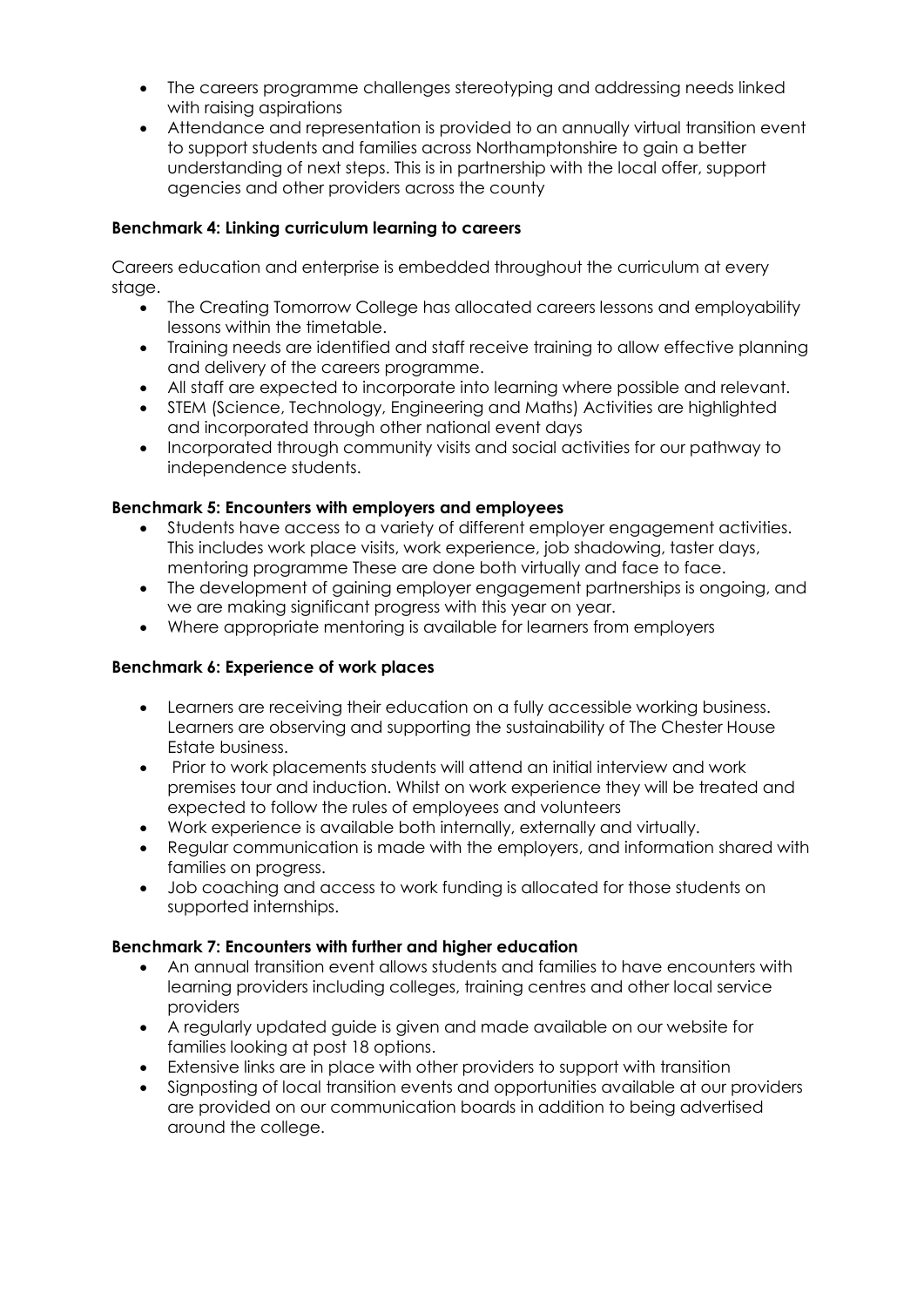- The careers programme challenges stereotyping and addressing needs linked with raising aspirations
- Attendance and representation is provided to an annually virtual transition event to support students and families across Northamptonshire to gain a better understanding of next steps. This is in partnership with the local offer, support agencies and other providers across the county

**Benchmark 4: Linking curriculum learning to careers**

Careers education and enterprise is embedded throughout the curriculum at every stage.

- The Creating Tomorrow College has allocated careers lessons and employability lessons within the timetable.
- Training needs are identified and staff receive training to allow effective planning and delivery of the careers programme.
- All staff are expected to incorporate into learning where possible and relevant.
- STEM (Science, Technology, Engineering and Maths) Activities are highlighted and incorporated through other national event days
- Incorporated through community visits and social activities for our pathway to independence students.

**Benchmark 5: Encounters with employers and employees**

- Students have access to a variety of different employer engagement activities. This includes work place visits, work experience, job shadowing, taster days, mentoring programme These are done both virtually and face to face.
- The development of gaining employer engagement partnerships is ongoing, and we are making significant progress with this year on year.
- Where appropriate mentoring is available for learners from employers

**Benchmark 6: Experience of work places**

- Learners are receiving their education on a fully accessible working business. Learners are observing and supporting the sustainability of The Chester House Estate business.
- Prior to work placements students will attend an initial interview and work premises tour and induction. Whilst on work experience they will be treated and expected to follow the rules of employees and volunteers
- Work experience is available both internally, externally and virtually.
- Regular communication is made with the employers, and information shared with families on progress.
- Job coaching and access to work funding is allocated for those students on supported internships.

**Benchmark 7: Encounters with further and higher education**

- An annual transition event allows students and families to have encounters with learning providers including colleges, training centres and other local service providers
- A regularly updated guide is given and made available on our website for families looking at post 18 options.
- Extensive links are in place with other providers to support with transition
- Signposting of local transition events and opportunities available at our providers are provided on our communication boards in addition to being advertised around the college.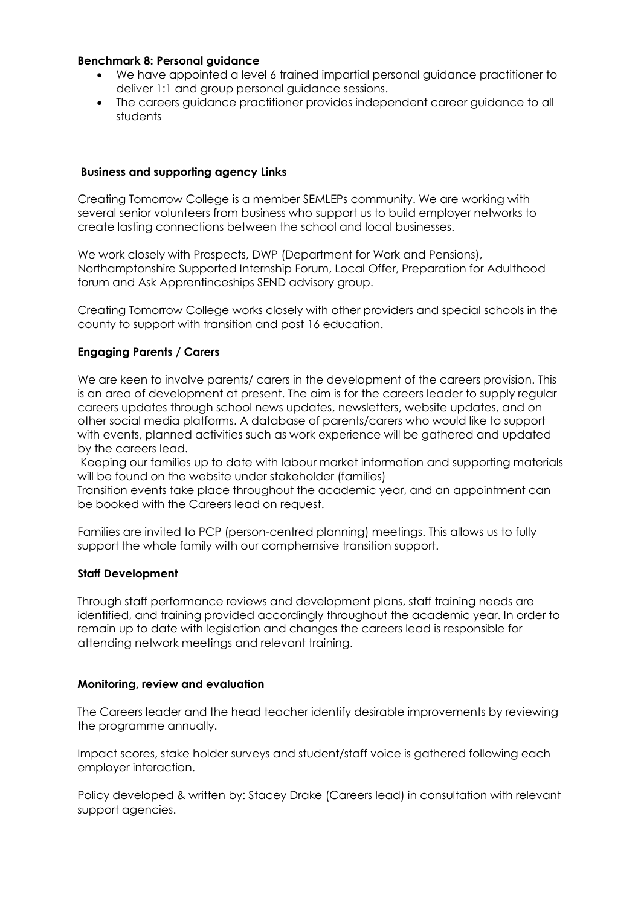**Benchmark 8: Personal guidance**

- We have appointed a level 6 trained impartial personal guidance practitioner to deliver 1:1 and group personal guidance sessions.
- The careers guidance practitioner provides independent career guidance to all students

**Business and supporting agency Links**

Creating Tomorrow College is a member SEMLEPs community. We are working with several senior volunteers from business who support us to build employer networks to create lasting connections between the school and local businesses.

We work closely with Prospects, DWP (Department for Work and Pensions), Northamptonshire Supported Internship Forum, Local Offer, Preparation for Adulthood forum and Ask Apprentinceships SEND advisory group.

Creating Tomorrow College works closely with other providers and special schools in the county to support with transition and post 16 education.

**Engaging Parents / Carers**

We are keen to involve parents/ carers in the development of the careers provision. This is an area of development at present. The aim is for the careers leader to supply regular careers updates through school news updates, newsletters, website updates, and on other social media platforms. A database of parents/carers who would like to support with events, planned activities such as work experience will be gathered and updated by the careers lead.

Keeping our families up to date with labour market information and supporting materials will be found on the website under stakeholder (families)

Transition events take place throughout the academic year, and an appointment can be booked with the Careers lead on request.

Families are invited to PCP (person-centred planning) meetings. This allows us to fully support the whole family with our comphernsive transition support.

**Staff Development**

Through staff performance reviews and development plans, staff training needs are identified, and training provided accordingly throughout the academic year. In order to remain up to date with legislation and changes the careers lead is responsible for attending network meetings and relevant training.

**Monitoring, review and evaluation**

The Careers leader and the head teacher identify desirable improvements by reviewing the programme annually.

Impact scores, stake holder surveys and student/staff voice is gathered following each employer interaction.

Policy developed & written by: Stacey Drake (Careers lead) in consultation with relevant support agencies.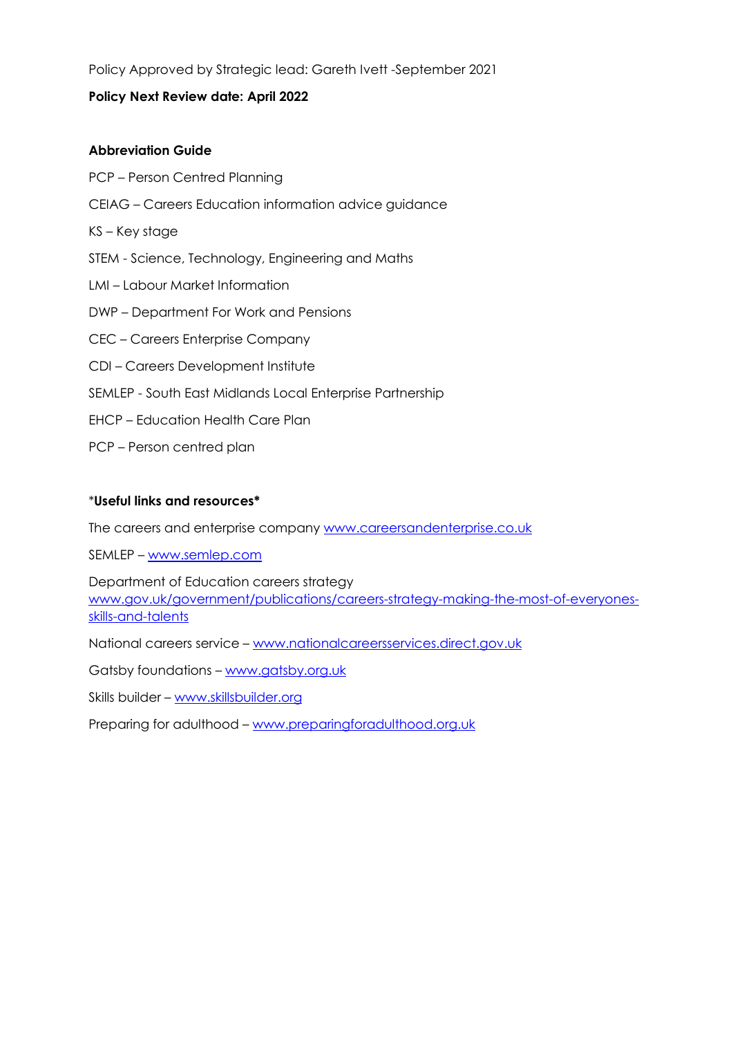Policy Approved by Strategic lead: Gareth Ivett -September 2021

**Policy Next Review date: April 2022**

**Abbreviation Guide**

PCP – Person Centred Planning

CEIAG – Careers Education information advice guidance

KS – Key stage

STEM - Science, Technology, Engineering and Maths

LMI – Labour Market Information

DWP – Department For Work and Pensions

CEC – Careers Enterprise Company

CDI – Careers Development Institute

SEMLEP - South East Midlands Local Enterprise Partnership

EHCP – Education Health Care Plan

PCP – Person centred plan

*__Useful links and resources__*

The careers and enterprise company www.careersandenterprise.co.uk

SEMLEP – www.semlep.com

Department of Education careers strategy www.gov.uk/government/publications/careers-strategy-making-the-most-of-everyones-skills-and-talents

National careers service – www.nationalcareersservices.direct.gov.uk

Gatsby foundations – www.gatsby.org.uk

Skills builder – www.skillsbuilder.org

Preparing for adulthood – www.preparingforadulthood.org.uk